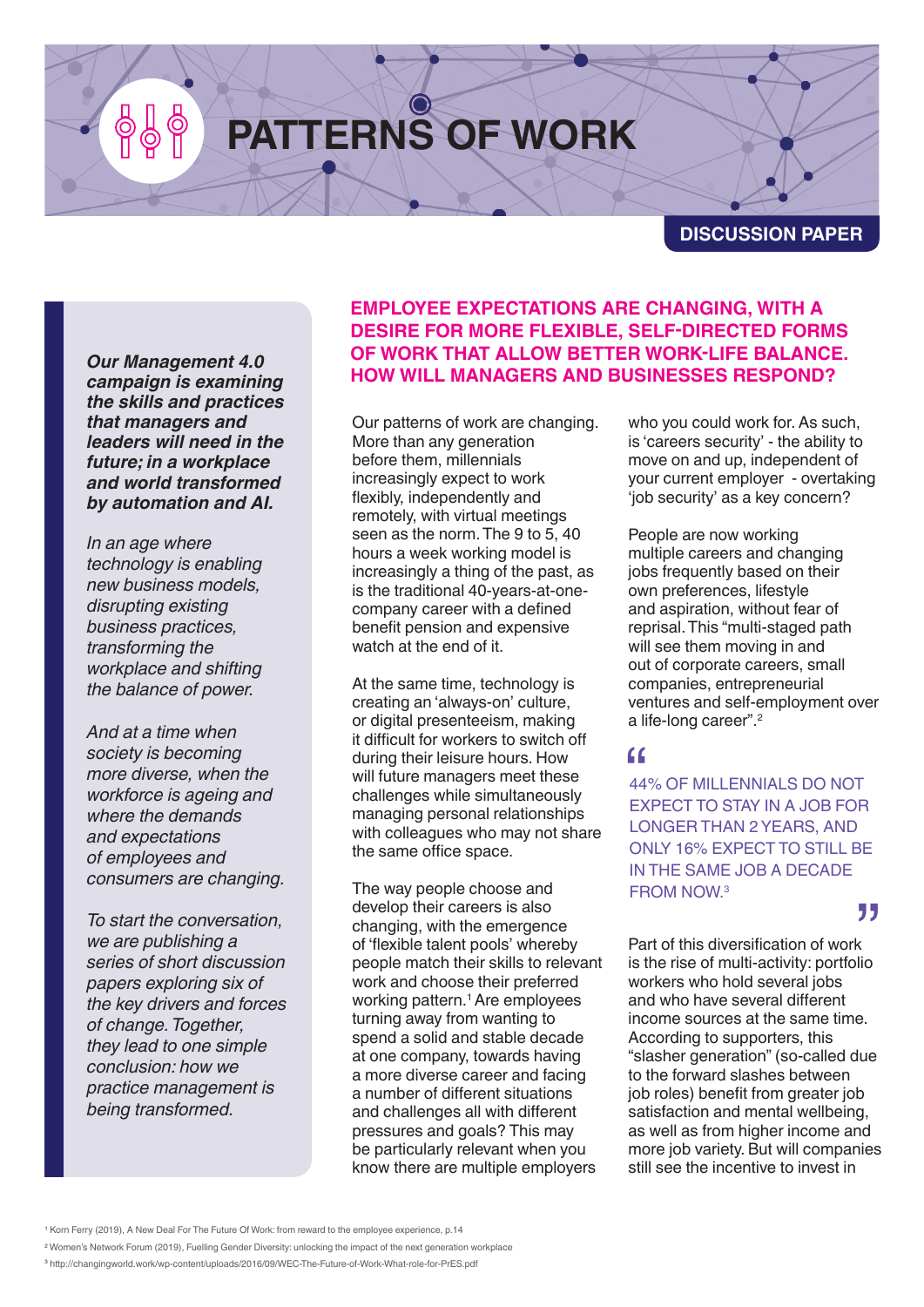# PATTERNS OF WORK

DISCUSSION PAPER

***Our Management 4.0 campaign is examining the skills and practices that managers and leaders will need in the future; in a workplace and world transformed by automation and AI.***

*In an age where technology is enabling new business models, disrupting existing business practices, transforming the workplace and shifting the balance of power.*

*And at a time when society is becoming more diverse, when the workforce is ageing and where the demands and expectations of employees and consumers are changing.*

*To start the conversation, we are publishing a series of short discussion papers exploring six of the key drivers and forces of change. Together, they lead to one simple conclusion: how we practice management is being transformed.*

## EMPLOYEE EXPECTATIONS ARE CHANGING, WITH A DESIRE FOR MORE FLEXIBLE, SELF-DIRECTED FORMS OF WORK THAT ALLOW BETTER WORK-LIFE BALANCE. HOW WILL MANAGERS AND BUSINESSES RESPOND?

Our patterns of work are changing. More than any generation before them, millennials increasingly expect to work flexibly, independently and remotely, with virtual meetings seen as the norm. The 9 to 5, 40 hours a week working model is increasingly a thing of the past, as is the traditional 40-years-at-one-company career with a defined benefit pension and expensive watch at the end of it.

At the same time, technology is creating an 'always-on' culture, or digital presenteeism, making it difficult for workers to switch off during their leisure hours. How will future managers meet these challenges while simultaneously managing personal relationships with colleagues who may not share the same office space.

The way people choose and develop their careers is also changing, with the emergence of 'flexible talent pools' whereby people match their skills to relevant work and choose their preferred working pattern.[1] Are employees turning away from wanting to spend a solid and stable decade at one company, towards having a more diverse career and facing a number of different situations and challenges all with different pressures and goals? This may be particularly relevant when you know there are multiple employers who you could work for. As such, is 'careers security' - the ability to move on and up, independent of your current employer - overtaking 'job security' as a key concern?

People are now working multiple careers and changing jobs frequently based on their own preferences, lifestyle and aspiration, without fear of reprisal. This "multi-staged path will see them moving in and out of corporate careers, small companies, entrepreneurial ventures and self-employment over a life-long career".[2]

> "44% OF MILLENNIALS DO NOT EXPECT TO STAY IN A JOB FOR LONGER THAN 2 YEARS, AND ONLY 16% EXPECT TO STILL BE IN THE SAME JOB A DECADE FROM NOW.[3]"

Part of this diversification of work is the rise of multi-activity: portfolio workers who hold several jobs and who have several different income sources at the same time. According to supporters, this "slasher generation" (so-called due to the forward slashes between job roles) benefit from greater job satisfaction and mental wellbeing, as well as from higher income and more job variety. But will companies still see the incentive to invest in

[1] Korn Ferry (2019), A New Deal For The Future Of Work: from reward to the employee experience, p.14

[2] Women's Network Forum (2019), Fuelling Gender Diversity: unlocking the impact of the next generation workplace

[3] http://changingworld.work/wp-content/uploads/2016/09/WEC-The-Future-of-Work-What-role-for-PrES.pdf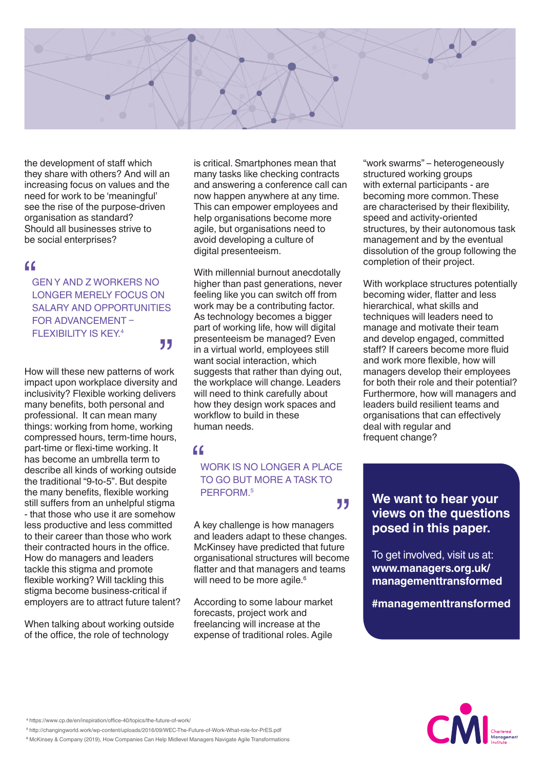the development of staff which they share with others? And will an increasing focus on values and the need for work to be 'meaningful' see the rise of the purpose-driven organisation as standard? Should all businesses strive to be social enterprises?

> GEN Y AND Z WORKERS NO LONGER MERELY FOCUS ON SALARY AND OPPORTUNITIES FOR ADVANCEMENT – FLEXIBILITY IS KEY.[4]

How will these new patterns of work impact upon workplace diversity and inclusivity? Flexible working delivers many benefits, both personal and professional. It can mean many things: working from home, working compressed hours, term-time hours, part-time or flexi-time working. It has become an umbrella term to describe all kinds of working outside the traditional "9-to-5". But despite the many benefits, flexible working still suffers from an unhelpful stigma - that those who use it are somehow less productive and less committed to their career than those who work their contracted hours in the office. How do managers and leaders tackle this stigma and promote flexible working? Will tackling this stigma become business-critical if employers are to attract future talent?

When talking about working outside of the office, the role of technology is critical. Smartphones mean that many tasks like checking contracts and answering a conference call can now happen anywhere at any time. This can empower employees and help organisations become more agile, but organisations need to avoid developing a culture of digital presenteeism.

With millennial burnout anecdotally higher than past generations, never feeling like you can switch off from work may be a contributing factor. As technology becomes a bigger part of working life, how will digital presenteeism be managed? Even in a virtual world, employees still want social interaction, which suggests that rather than dying out, the workplace will change. Leaders will need to think carefully about how they design work spaces and workflow to build in these human needs.

> WORK IS NO LONGER A PLACE TO GO BUT MORE A TASK TO PERFORM.[5]

A key challenge is how managers and leaders adapt to these changes. McKinsey have predicted that future organisational structures will become flatter and that managers and teams will need to be more agile.[6]

According to some labour market forecasts, project work and freelancing will increase at the expense of traditional roles. Agile "work swarms" – heterogeneously structured working groups with external participants - are becoming more common. These are characterised by their flexibility, speed and activity-oriented structures, by their autonomous task management and by the eventual dissolution of the group following the completion of their project.

With workplace structures potentially becoming wider, flatter and less hierarchical, what skills and techniques will leaders need to manage and motivate their team and develop engaged, committed staff? If careers become more fluid and work more flexible, how will managers develop their employees for both their role and their potential? Furthermore, how will managers and leaders build resilient teams and organisations that can effectively deal with regular and frequent change?

**We want to hear your views on the questions posed in this paper.**

To get involved, visit us at: **www.managers.org.uk/managementtransformed**

**#managementtransformed**

[4] https://www.cp.de/en/inspiration/office-40/topics/the-future-of-work/

[5] http://changingworld.work/wp-content/uploads/2016/09/WEC-The-Future-of-Work-What-role-for-PrES.pdf

[6] McKinsey & Company (2019), How Companies Can Help Midlevel Managers Navigate Agile Transformations

CMI Chartered Management Institute